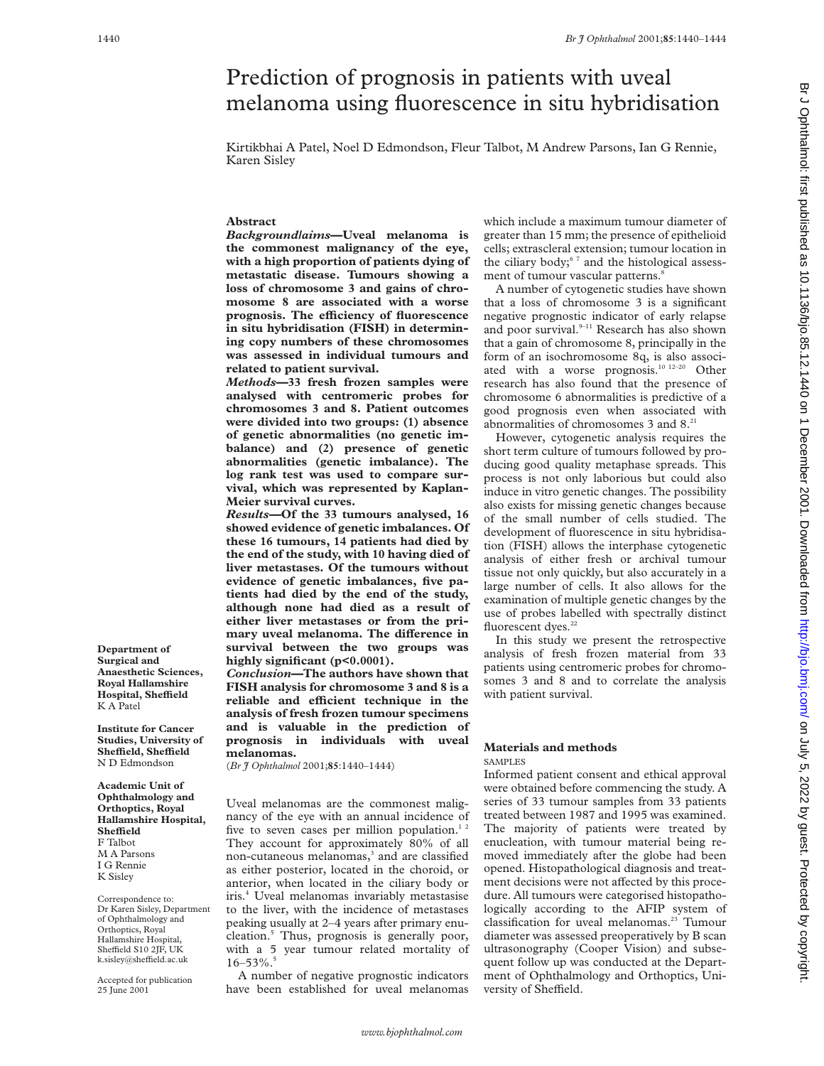# Prediction of prognosis in patients with uveal melanoma using fluorescence in situ hybridisation

Kirtikbhai A Patel, Noel D Edmondson, Fleur Talbot, M Andrew Parsons, Ian G Rennie, Karen Sisley

**Department of Surgical and Anaesthetic Sciences, Royal Hallamshire Hospital, Sheffield**
K A Patel

**Institute for Cancer Studies, University of Sheffield, Sheffield**
N D Edmondson

**Academic Unit of Ophthalmology and Orthoptics, Royal Hallamshire Hospital, Sheffield**
F Talbot
M A Parsons
I G Rennie
K Sisley

Correspondence to: Dr Karen Sisley, Department of Ophthalmology and Orthoptics, Royal Hallamshire Hospital, Sheffield S10 2JF, UK
k.sisley@sheffield.ac.uk

Accepted for publication 25 June 2001

## Abstract

***Background/aims*—Uveal melanoma is the commonest malignancy of the eye, with a high proportion of patients dying of metastatic disease. Tumours showing a loss of chromosome 3 and gains of chromosome 8 are associated with a worse prognosis. The efficiency of fluorescence in situ hybridisation (FISH) in determining copy numbers of these chromosomes was assessed in individual tumours and related to patient survival.**

***Methods*—33 fresh frozen samples were analysed with centromeric probes for chromosomes 3 and 8. Patient outcomes were divided into two groups: (1) absence of genetic abnormalities (no genetic imbalance) and (2) presence of genetic abnormalities (genetic imbalance). The log rank test was used to compare survival, which was represented by Kaplan-Meier survival curves.**

***Results*—Of the 33 tumours analysed, 16 showed evidence of genetic imbalances. Of these 16 tumours, 14 patients had died by the end of the study, with 10 having died of liver metastases. Of the tumours without evidence of genetic imbalances, five patients had died by the end of the study, although none had died as a result of either liver metastases or from the primary uveal melanoma. The difference in survival between the two groups was highly significant (p<0.0001).**

***Conclusion*—The authors have shown that FISH analysis for chromosome 3 and 8 is a reliable and efficient technique in the analysis of fresh frozen tumour specimens and is valuable in the prediction of prognosis in individuals with uveal melanomas.**

(*Br J Ophthalmol* 2001;**85**:1440–1444)

Uveal melanomas are the commonest malignancy of the eye with an annual incidence of five to seven cases per million population.[1,2] They account for approximately 80% of all non-cutaneous melanomas,[3] and are classified as either posterior, located in the choroid, or anterior, when located in the ciliary body or iris.[4] Uveal melanomas invariably metastasise to the liver, with the incidence of metastases peaking usually at 2–4 years after primary enucleation.[5] Thus, prognosis is generally poor, with a 5 year tumour related mortality of 16–53%.[5]

A number of negative prognostic indicators have been established for uveal melanomas which include a maximum tumour diameter of greater than 15 mm; the presence of epithelioid cells; extrascleral extension; tumour location in the ciliary body;[6,7] and the histological assessment of tumour vascular patterns.[8]

A number of cytogenetic studies have shown that a loss of chromosome 3 is a significant negative prognostic indicator of early relapse and poor survival.[9–11] Research has also shown that a gain of chromosome 8, principally in the form of an isochromosome 8q, is also associated with a worse prognosis.[10,12–20] Other research has also found that the presence of chromosome 6 abnormalities is predictive of a good prognosis even when associated with abnormalities of chromosomes 3 and 8.[21]

However, cytogenetic analysis requires the short term culture of tumours followed by producing good quality metaphase spreads. This process is not only laborious but could also induce in vitro genetic changes. The possibility also exists for missing genetic changes because of the small number of cells studied. The development of fluorescence in situ hybridisation (FISH) allows the interphase cytogenetic analysis of either fresh or archival tumour tissue not only quickly, but also accurately in a large number of cells. It also allows for the examination of multiple genetic changes by the use of probes labelled with spectrally distinct fluorescent dyes.[22]

In this study we present the retrospective analysis of fresh frozen material from 33 patients using centromeric probes for chromosomes 3 and 8 and to correlate the analysis with patient survival.

## Materials and methods

### SAMPLES

Informed patient consent and ethical approval were obtained before commencing the study. A series of 33 tumour samples from 33 patients treated between 1987 and 1995 was examined. The majority of patients were treated by enucleation, with tumour material being removed immediately after the globe had been opened. Histopathological diagnosis and treatment decisions were not affected by this procedure. All tumours were categorised histopathologically according to the AFIP system of classification for uveal melanomas.[23] Tumour diameter was assessed preoperatively by B scan ultrasonography (Cooper Vision) and subsequent follow up was conducted at the Department of Ophthalmology and Orthoptics, University of Sheffield.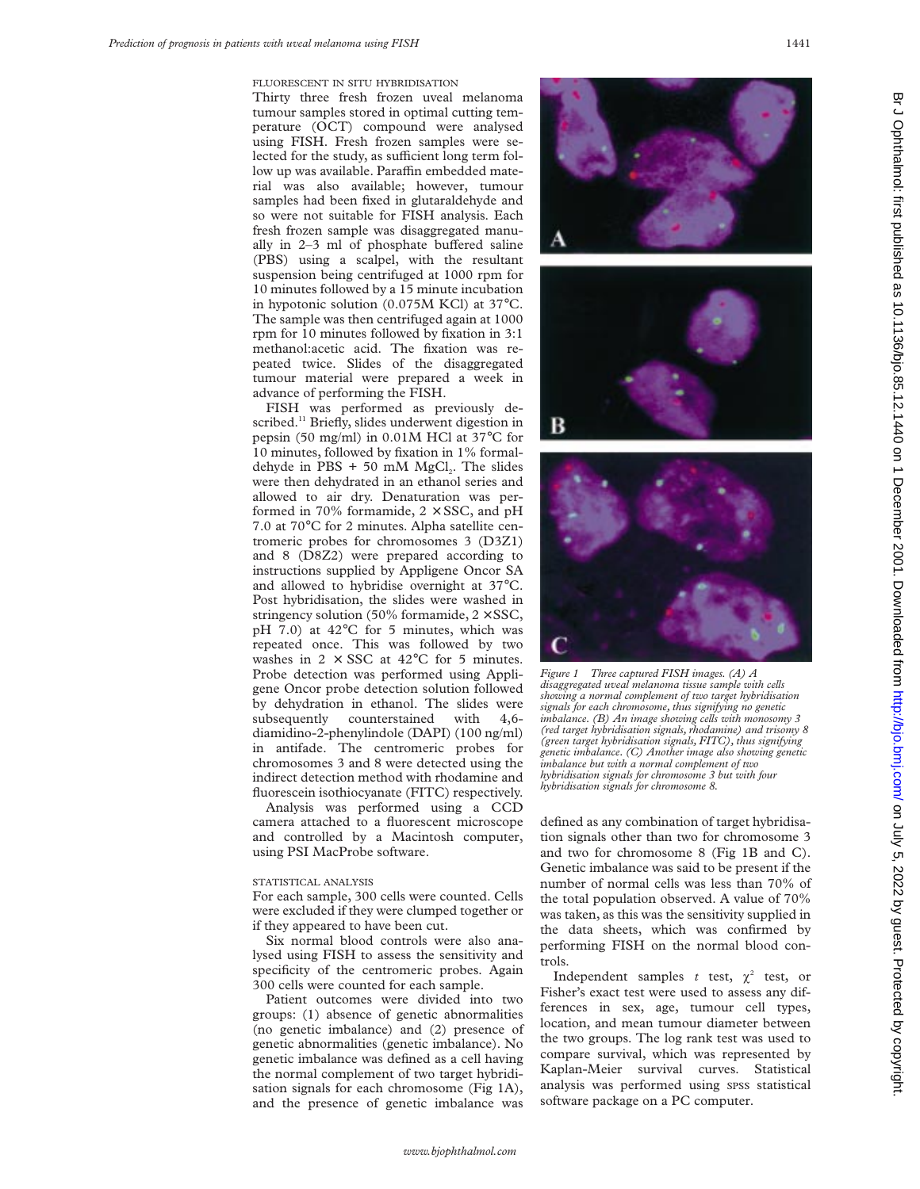### FLUORESCENT IN SITU HYBRIDISATION

Thirty three fresh frozen uveal melanoma tumour samples stored in optimal cutting temperature (OCT) compound were analysed using FISH. Fresh frozen samples were selected for the study, as sufficient long term follow up was available. Paraffin embedded material was also available; however, tumour samples had been fixed in glutaraldehyde and so were not suitable for FISH analysis. Each fresh frozen sample was disaggregated manually in 2–3 ml of phosphate buffered saline (PBS) using a scalpel, with the resultant suspension being centrifuged at 1000 rpm for 10 minutes followed by a 15 minute incubation in hypotonic solution (0.075M KCl) at 37°C. The sample was then centrifuged again at 1000 rpm for 10 minutes followed by fixation in 3:1 methanol:acetic acid. The fixation was repeated twice. Slides of the disaggregated tumour material were prepared a week in advance of performing the FISH.

FISH was performed as previously described.[11] Briefly, slides underwent digestion in pepsin (50 mg/ml) in 0.01M HCl at 37°C for 10 minutes, followed by fixation in 1% formaldehyde in PBS + 50 mM $MgCl_2$. The slides were then dehydrated in an ethanol series and allowed to air dry. Denaturation was performed in 70% formamide, 2 × SSC, and pH 7.0 at 70°C for 2 minutes. Alpha satellite centromeric probes for chromosomes 3 (D3Z1) and 8 (D8Z2) were prepared according to instructions supplied by Appligene Oncor SA and allowed to hybridise overnight at 37°C. Post hybridisation, the slides were washed in stringency solution (50% formamide, 2 × SSC, pH 7.0) at 42°C for 5 minutes, which was repeated once. This was followed by two washes in 2 × SSC at 42°C for 5 minutes. Probe detection was performed using Appligene Oncor probe detection solution followed by dehydration in ethanol. The slides were subsequently counterstained with 4,6-diamidino-2-phenylindole (DAPI) (100 ng/ml) in antifade. The centromeric probes for chromosomes 3 and 8 were detected using the indirect detection method with rhodamine and fluorescein isothiocyanate (FITC) respectively.

Analysis was performed using a CCD camera attached to a fluorescent microscope and controlled by a Macintosh computer, using PSI MacProbe software.

### STATISTICAL ANALYSIS

For each sample, 300 cells were counted. Cells were excluded if they were clumped together or if they appeared to have been cut.

Six normal blood controls were also analysed using FISH to assess the sensitivity and specificity of the centromeric probes. Again 300 cells were counted for each sample.

Patient outcomes were divided into two groups: (1) absence of genetic abnormalities (no genetic imbalance) and (2) presence of genetic abnormalities (genetic imbalance). No genetic imbalance was defined as a cell having the normal complement of two target hybridisation signals for each chromosome (Fig 1A), and the presence of genetic imbalance was defined as any combination of target hybridisation signals other than two for chromosome 3 and two for chromosome 8 (Fig 1B and C). Genetic imbalance was said to be present if the number of normal cells was less than 70% of the total population observed. A value of 70% was taken, as this was the sensitivity supplied in the data sheets, which was confirmed by performing FISH on the normal blood controls.

Independent samples *t* test, $\chi^2$ test, or Fisher's exact test were used to assess any differences in sex, age, tumour cell types, location, and mean tumour diameter between the two groups. The log rank test was used to compare survival, which was represented by Kaplan-Meier survival curves. Statistical analysis was performed using SPSS statistical software package on a PC computer.

*Figure 1 Three captured FISH images. (A) A disaggregated uveal melanoma tissue sample with cells showing a normal complement of two target hybridisation signals for each chromosome, thus signifying no genetic imbalance. (B) An image showing cells with monosomy 3 (red target hybridisation signals, rhodamine) and trisomy 8 (green target hybridisation signals, FITC), thus signifying genetic imbalance. (C) Another image also showing genetic imbalance but with a normal complement of two hybridisation signals for chromosome 3 but with four hybridisation signals for chromosome 8.*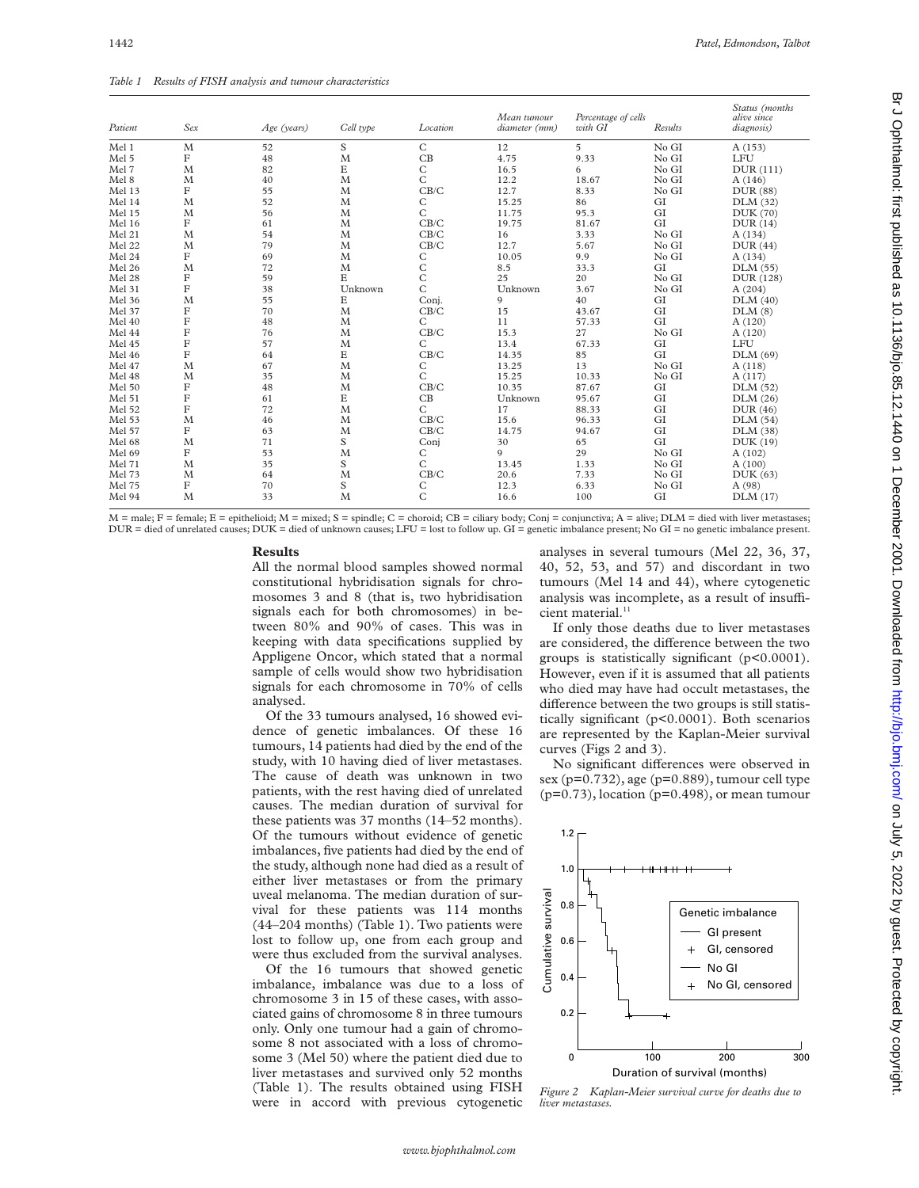*Table 1 Results of FISH analysis and tumour characteristics*

| Patient | Sex | Age (years) | Cell type | Location | Mean tumour diameter (mm) | Percentage of cells with GI | Results | Status (months alive since diagnosis) |
|---|---|---|---|---|---|---|---|---|
| Mel 1 | M | 52 | S | C | 12 | 5 | No GI | A (153) |
| Mel 5 | F | 48 | M | CB | 4.75 | 9.33 | No GI | LFU |
| Mel 7 | M | 82 | E | C | 16.5 | 6 | No GI | DUR (111) |
| Mel 8 | M | 40 | M | C | 12.2 | 18.67 | No GI | A (146) |
| Mel 13 | F | 55 | M | CB/C | 12.7 | 8.33 | No GI | DUR (88) |
| Mel 14 | M | 52 | M | C | 15.25 | 86 | GI | DLM (32) |
| Mel 15 | M | 56 | M | C | 11.75 | 95.3 | GI | DUK (70) |
| Mel 16 | F | 61 | M | CB/C | 19.75 | 81.67 | GI | DUR (14) |
| Mel 21 | M | 54 | M | CB/C | 16 | 3.33 | No GI | A (134) |
| Mel 22 | M | 79 | M | CB/C | 12.7 | 5.67 | No GI | DUR (44) |
| Mel 24 | F | 69 | M | C | 10.05 | 9.9 | No GI | A (134) |
| Mel 26 | M | 72 | M | C | 8.5 | 33.3 | GI | DLM (55) |
| Mel 28 | F | 59 | E | C | 25 | 20 | No GI | DUR (128) |
| Mel 31 | F | 38 | Unknown | C | Unknown | 3.67 | No GI | A (204) |
| Mel 36 | M | 55 | E | Conj. | 9 | 40 | GI | DLM (40) |
| Mel 37 | F | 70 | M | CB/C | 15 | 43.67 | GI | DLM (8) |
| Mel 40 | F | 48 | M | C | 11 | 57.33 | GI | A (120) |
| Mel 44 | F | 76 | M | CB/C | 15.3 | 27 | No GI | A (120) |
| Mel 45 | F | 57 | M | C | 13.4 | 67.33 | GI | LFU |
| Mel 46 | F | 64 | E | CB/C | 14.35 | 85 | GI | DLM (69) |
| Mel 47 | M | 67 | M | C | 13.25 | 13 | No GI | A (118) |
| Mel 48 | M | 35 | M | C | 15.25 | 10.33 | No GI | A (117) |
| Mel 50 | F | 48 | M | CB/C | 10.35 | 87.67 | GI | DLM (52) |
| Mel 51 | F | 61 | E | CB | Unknown | 95.67 | GI | DLM (26) |
| Mel 52 | F | 72 | M | C | 17 | 88.33 | GI | DUR (46) |
| Mel 53 | M | 46 | M | CB/C | 15.6 | 96.33 | GI | DLM (54) |
| Mel 57 | F | 63 | M | CB/C | 14.75 | 94.67 | GI | DLM (38) |
| Mel 68 | M | 71 | S | Conj | 30 | 65 | GI | DUK (19) |
| Mel 69 | F | 53 | M | C | 9 | 29 | No GI | A (102) |
| Mel 71 | M | 35 | S | C | 13.45 | 1.33 | No GI | A (100) |
| Mel 73 | M | 64 | M | CB/C | 20.6 | 7.33 | No GI | DUK (63) |
| Mel 75 | F | 70 | S | C | 12.3 | 6.33 | No GI | A (98) |
| Mel 94 | M | 33 | M | C | 16.6 | 100 | GI | DLM (17) |

M = male; F = female; E = epithelioid; M = mixed; S = spindle; C = choroid; CB = ciliary body; Conj = conjunctiva; A = alive; DLM = died with liver metastases; DUR = died of unrelated causes; DUK = died of unknown causes; LFU = lost to follow up. GI = genetic imbalance present; No GI = no genetic imbalance present.

## Results

All the normal blood samples showed normal constitutional hybridisation signals for chromosomes 3 and 8 (that is, two hybridisation signals each for both chromosomes) in between 80% and 90% of cases. This was in keeping with data specifications supplied by Appligene Oncor, which stated that a normal sample of cells would show two hybridisation signals for each chromosome in 70% of cells analysed.

Of the 33 tumours analysed, 16 showed evidence of genetic imbalances. Of these 16 tumours, 14 patients had died by the end of the study, with 10 having died of liver metastases. The cause of death was unknown in two patients, with the rest having died of unrelated causes. The median duration of survival for these patients was 37 months (14–52 months). Of the tumours without evidence of genetic imbalances, five patients had died by the end of the study, although none had died as a result of either liver metastases or from the primary uveal melanoma. The median duration of survival for these patients was 114 months (44–204 months) (Table 1). Two patients were lost to follow up, one from each group and were thus excluded from the survival analyses.

Of the 16 tumours that showed genetic imbalance, imbalance was due to a loss of chromosome 3 in 15 of these cases, with associated gains of chromosome 8 in three tumours only. Only one tumour had a gain of chromosome 8 not associated with a loss of chromosome 3 (Mel 50) where the patient died due to liver metastases and survived only 52 months (Table 1). The results obtained using FISH were in accord with previous cytogenetic analyses in several tumours (Mel 22, 36, 37, 40, 52, 53, and 57) and discordant in two tumours (Mel 14 and 44), where cytogenetic analysis was incomplete, as a result of insufficient material.[11]

If only those deaths due to liver metastases are considered, the difference between the two groups is statistically significant ($p<0.0001$). However, even if it is assumed that all patients who died may have had occult metastases, the difference between the two groups is still statistically significant ($p<0.0001$). Both scenarios are represented by the Kaplan-Meier survival curves (Figs 2 and 3).

No significant differences were observed in sex ($p=0.732$), age ($p=0.889$), tumour cell type ($p=0.73$), location ($p=0.498$), or mean tumour

*Figure 2 Kaplan-Meier survival curve for deaths due to liver metastases.*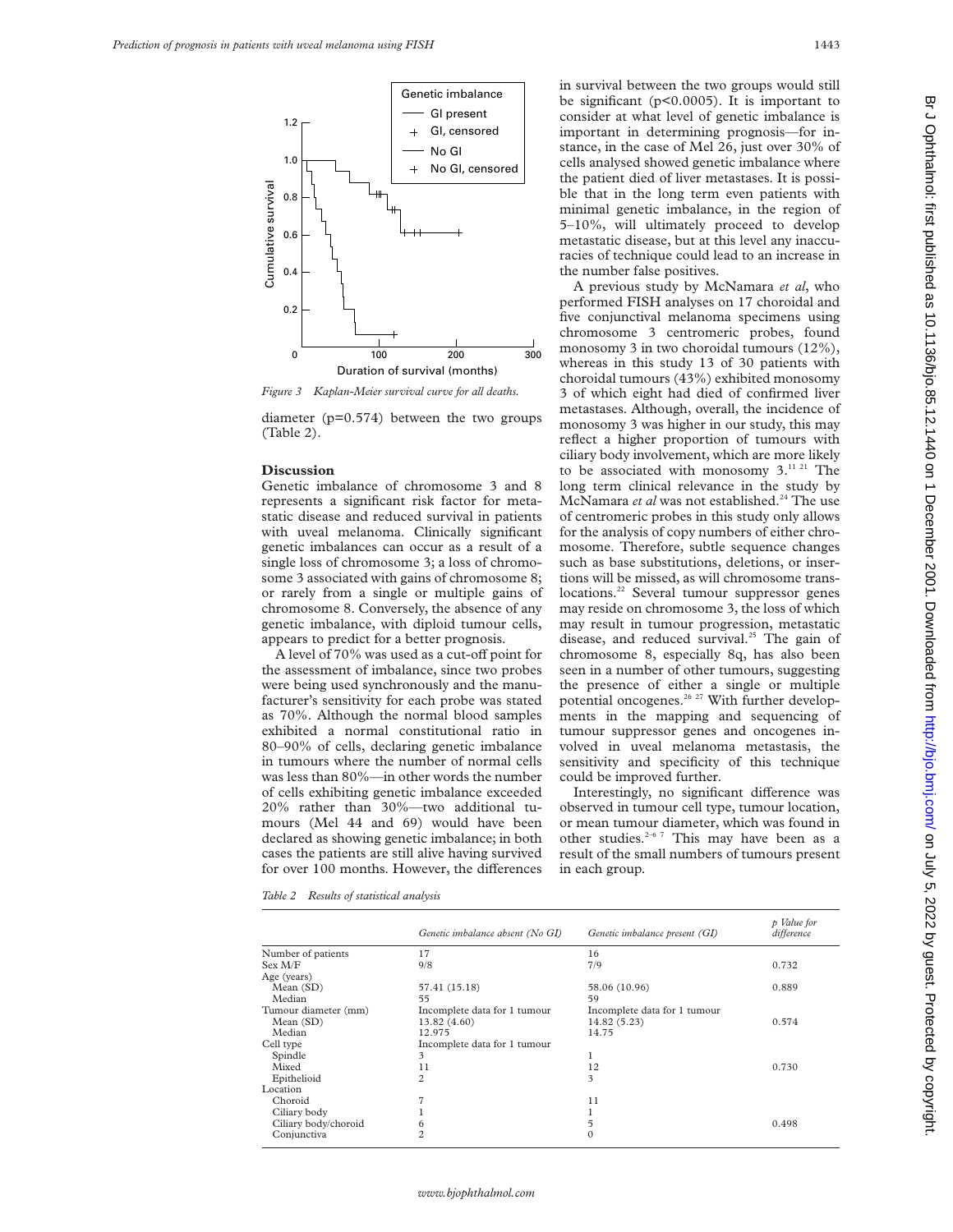Figure 3 Kaplan-Meier survival curve for all deaths.

diameter (p=0.574) between the two groups (Table 2).

## Discussion

Genetic imbalance of chromosome 3 and 8 represents a significant risk factor for metastatic disease and reduced survival in patients with uveal melanoma. Clinically significant genetic imbalances can occur as a result of a single loss of chromosome 3; a loss of chromosome 3 associated with gains of chromosome 8; or rarely from a single or multiple gains of chromosome 8. Conversely, the absence of any genetic imbalance, with diploid tumour cells, appears to predict for a better prognosis.

A level of 70% was used as a cut-off point for the assessment of imbalance, since two probes were being used synchronously and the manufacturer's sensitivity for each probe was stated as 70%. Although the normal blood samples exhibited a normal constitutional ratio in 80–90% of cells, declaring genetic imbalance in tumours where the number of normal cells was less than 80%—in other words the number of cells exhibiting genetic imbalance exceeded 20% rather than 30%—two additional tumours (Mel 44 and 69) would have been declared as showing genetic imbalance; in both cases the patients are still alive having survived for over 100 months. However, the differences in survival between the two groups would still be significant (p<0.0005). It is important to consider at what level of genetic imbalance is important in determining prognosis—for instance, in the case of Mel 26, just over 30% of cells analysed showed genetic imbalance where the patient died of liver metastases. It is possible that in the long term even patients with minimal genetic imbalance, in the region of 5–10%, will ultimately proceed to develop metastatic disease, but at this level any inaccuracies of technique could lead to an increase in the number false positives.

A previous study by McNamara *et al*, who performed FISH analyses on 17 choroidal and five conjunctival melanoma specimens using chromosome 3 centromeric probes, found monosomy 3 in two choroidal tumours (12%), whereas in this study 13 of 30 patients with choroidal tumours (43%) exhibited monosomy 3 of which eight had died of confirmed liver metastases. Although, overall, the incidence of monosomy 3 was higher in our study, this may reflect a higher proportion of tumours with ciliary body involvement, which are more likely to be associated with monosomy 3.[11 21] The long term clinical relevance in the study by McNamara *et al* was not established.[24] The use of centromeric probes in this study only allows for the analysis of copy numbers of either chromosome. Therefore, subtle sequence changes such as base substitutions, deletions, or insertions will be missed, as will chromosome translocations.[22] Several tumour suppressor genes may reside on chromosome 3, the loss of which may result in tumour progression, metastatic disease, and reduced survival.[25] The gain of chromosome 8, especially 8q, has also been seen in a number of other tumours, suggesting the presence of either a single or multiple potential oncogenes.[26 27] With further developments in the mapping and sequencing of tumour suppressor genes and oncogenes involved in uveal melanoma metastasis, the sensitivity and specificity of this technique could be improved further.

Interestingly, no significant difference was observed in tumour cell type, tumour location, or mean tumour diameter, which was found in other studies.[2–6 7] This may have been as a result of the small numbers of tumours present in each group.

Table 2 Results of statistical analysis

| | Genetic imbalance absent (No GI) | Genetic imbalance present (GI) | p Value for difference |
|---|---|---|---|
| Number of patients | 17 | 16 | |
| Sex M/F | 9/8 | 7/9 | 0.732 |
| Age (years) | | | |
| Mean (SD) | 57.41 (15.18) | 58.06 (10.96) | 0.889 |
| Median | 55 | 59 | |
| Tumour diameter (mm) | Incomplete data for 1 tumour | Incomplete data for 1 tumour | |
| Mean (SD) | 13.82 (4.60) | 14.82 (5.23) | 0.574 |
| Median | 12.975 | 14.75 | |
| Cell type | Incomplete data for 1 tumour | | |
| Spindle | 3 | 1 | |
| Mixed | 11 | 12 | 0.730 |
| Epithelioid | 2 | 3 | |
| Location | | | |
| Choroid | 7 | 11 | |
| Ciliary body | 1 | 1 | |
| Ciliary body/choroid | 6 | 5 | 0.498 |
| Conjunctiva | 2 | 0 | |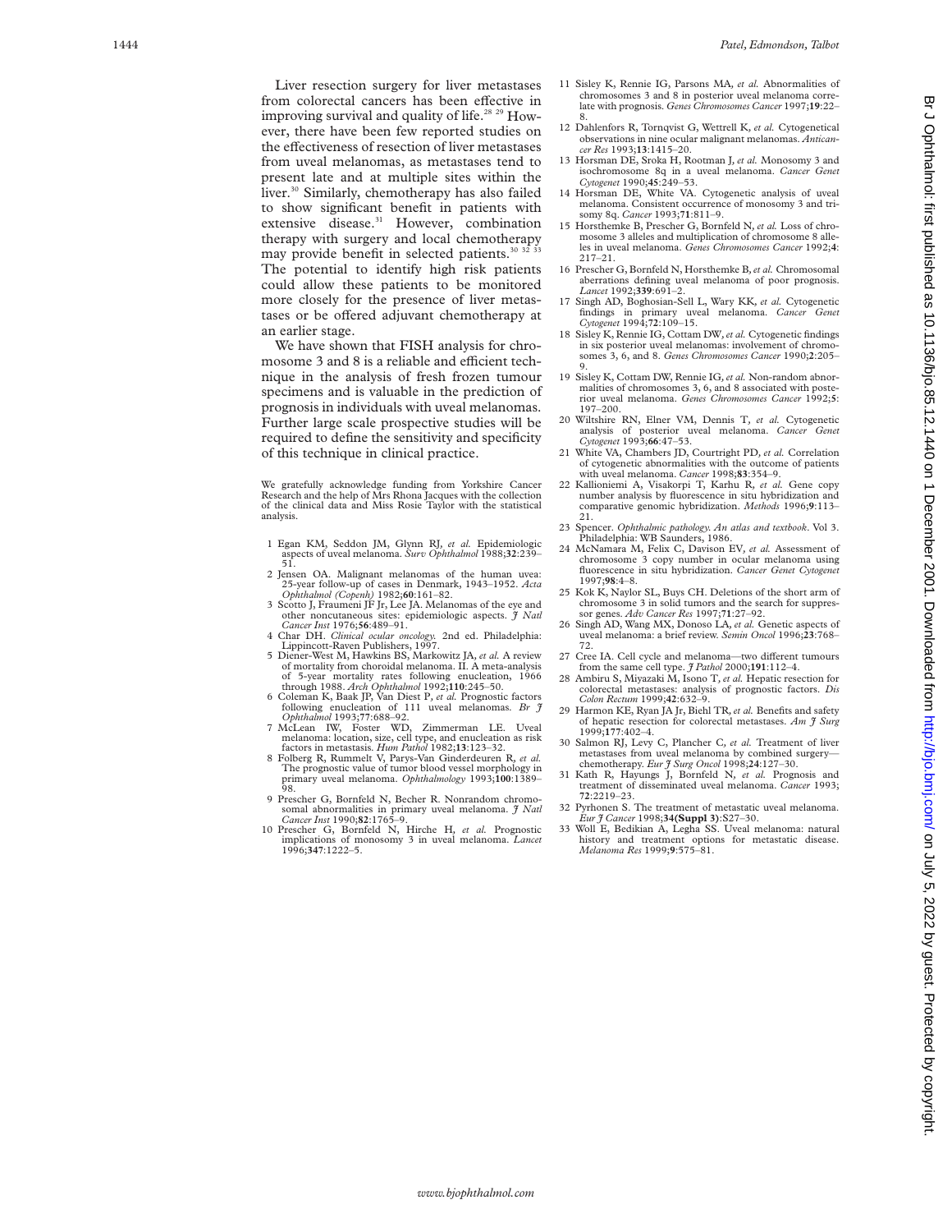Liver resection surgery for liver metastases from colorectal cancers has been effective in improving survival and quality of life.[28 29] However, there have been few reported studies on the effectiveness of resection of liver metastases from uveal melanomas, as metastases tend to present late and at multiple sites within the liver.[30] Similarly, chemotherapy has also failed to show significant benefit in patients with extensive disease.[31] However, combination therapy with surgery and local chemotherapy may provide benefit in selected patients.[30 32 33] The potential to identify high risk patients could allow these patients to be monitored more closely for the presence of liver metastases or be offered adjuvant chemotherapy at an earlier stage.

We have shown that FISH analysis for chromosome 3 and 8 is a reliable and efficient technique in the analysis of fresh frozen tumour specimens and is valuable in the prediction of prognosis in individuals with uveal melanomas. Further large scale prospective studies will be required to define the sensitivity and specificity of this technique in clinical practice.

We gratefully acknowledge funding from Yorkshire Cancer Research and the help of Mrs Rhona Jacques with the collection of the clinical data and Miss Rosie Taylor with the statistical analysis.

1 Egan KM, Seddon JM, Glynn RJ, *et al.* Epidemiologic aspects of uveal melanoma. *Surv Ophthalmol* 1988;**32**:239–51.
2 Jensen OA. Malignant melanomas of the human uvea: 25-year follow-up of cases in Denmark, 1943–1952. *Acta Ophthalmol (Copenh)* 1982;**60**:161–82.
3 Scotto J, Fraumeni JF Jr, Lee JA. Melanomas of the eye and other noncutaneous sites: epidemiologic aspects. *J Natl Cancer Inst* 1976;**56**:489–91.
4 Char DH. *Clinical ocular oncology.* 2nd ed. Philadelphia: Lippincott-Raven Publishers, 1997.
5 Diener-West M, Hawkins BS, Markowitz JA, *et al.* A review of mortality from choroidal melanoma. II. A meta-analysis of 5-year mortality rates following enucleation, 1966 through 1988. *Arch Ophthalmol* 1992;**110**:245–50.
6 Coleman K, Baak JP, Van Diest P, *et al.* Prognostic factors following enucleation of 111 uveal melanomas. *Br J Ophthalmol* 1993;**77**:688–92.
7 McLean IW, Foster WD, Zimmerman LE. Uveal melanoma: location, size, cell type, and enucleation as risk factors in metastasis. *Hum Pathol* 1982;**13**:123–32.
8 Folberg R, Rummelt V, Parys-Van Ginderdeuren R, *et al.* The prognostic value of tumor blood vessel morphology in primary uveal melanoma. *Ophthalmology* 1993;**100**:1389–98.
9 Prescher G, Bornfeld N, Becher R. Nonrandom chromosomal abnormalities in primary uveal melanoma. *J Natl Cancer Inst* 1990;**82**:1765–9.
10 Prescher G, Bornfeld N, Hirche H, *et al.* Prognostic implications of monosomy 3 in uveal melanoma. *Lancet* 1996;**347**:1222–5.
11 Sisley K, Rennie IG, Parsons MA, *et al.* Abnormalities of chromosomes 3 and 8 in posterior uveal melanoma correlate with prognosis. *Genes Chromosomes Cancer* 1997;**19**:22–8.
12 Dahlenfors R, Tornqvist G, Wettrell K, *et al.* Cytogenetical observations in nine ocular malignant melanomas. *Anticancer Res* 1993;**13**:1415–20.
13 Horsman DE, Sroka H, Rootman J, *et al.* Monosomy 3 and isochromosome 8q in a uveal melanoma. *Cancer Genet Cytogenet* 1990;**45**:249–53.
14 Horsman DE, White VA. Cytogenetic analysis of uveal melanoma. Consistent occurrence of monosomy 3 and trisomy 8q. *Cancer* 1993;**71**:811–9.
15 Horsthemke B, Prescher G, Bornfeld N, *et al.* Loss of chromosome 3 alleles and multiplication of chromosome 8 alleles in uveal melanoma. *Genes Chromosomes Cancer* 1992;**4**: 217–21.
16 Prescher G, Bornfeld N, Horsthemke B, *et al.* Chromosomal aberrations defining uveal melanoma of poor prognosis. *Lancet* 1992;**339**:691–2.
17 Singh AD, Boghosian-Sell L, Wary KK, *et al.* Cytogenetic findings in primary uveal melanoma. *Cancer Genet Cytogenet* 1994;**72**:109–15.
18 Sisley K, Rennie IG, Cottam DW, *et al.* Cytogenetic findings in six posterior uveal melanomas: involvement of chromosomes 3, 6, and 8. *Genes Chromosomes Cancer* 1990;**2**:205–9.
19 Sisley K, Cottam DW, Rennie IG, *et al.* Non-random abnormalities of chromosomes 3, 6, and 8 associated with posterior uveal melanoma. *Genes Chromosomes Cancer* 1992;**5**: 197–200.
20 Wiltshire RN, Elner VM, Dennis T, *et al.* Cytogenetic analysis of posterior uveal melanoma. *Cancer Genet Cytogenet* 1993;**66**:47–53.
21 White VA, Chambers JD, Courtright PD, *et al.* Correlation of cytogenetic abnormalities with the outcome of patients with uveal melanoma. *Cancer* 1998;**83**:354–9.
22 Kallioniemi A, Visakorpi T, Karhu R, *et al.* Gene copy number analysis by fluorescence in situ hybridization and comparative genomic hybridization. *Methods* 1996;**9**:113–21.
23 Spencer. *Ophthalmic pathology. An atlas and textbook*. Vol 3. Philadelphia: WB Saunders, 1986.
24 McNamara M, Felix C, Davison EV, *et al.* Assessment of chromosome 3 copy number in ocular melanoma using fluorescence in situ hybridization. *Cancer Genet Cytogenet* 1997;**98**:4–8.
25 Kok K, Naylor SL, Buys CH. Deletions of the short arm of chromosome 3 in solid tumors and the search for suppressor genes. *Adv Cancer Res* 1997;**71**:27–92.
26 Singh AD, Wang MX, Donoso LA, *et al.* Genetic aspects of uveal melanoma: a brief review. *Semin Oncol* 1996;**23**:768–72.
27 Cree IA. Cell cycle and melanoma—two different tumours from the same cell type. *J Pathol* 2000;**191**:112–4.
28 Ambiru S, Miyazaki M, Isono T, *et al.* Hepatic resection for colorectal metastases: analysis of prognostic factors. *Dis Colon Rectum* 1999;**42**:632–9.
29 Harmon KE, Ryan JA Jr, Biehl TR, *et al.* Benefits and safety of hepatic resection for colorectal metastases. *Am J Surg* 1999;**177**:402–4.
30 Salmon RJ, Levy C, Plancher C, *et al.* Treatment of liver metastases from uveal melanoma by combined surgery—chemotherapy. *Eur J Surg Oncol* 1998;**24**:127–30.
31 Kath R, Hayungs J, Bornfeld N, *et al.* Prognosis and treatment of disseminated uveal melanoma. *Cancer* 1993; **72**:2219–23.
32 Pyrhonen S. The treatment of metastatic uveal melanoma. *Eur J Cancer* 1998;**34(Suppl 3)**:S27–30.
33 Woll E, Bedikian A, Legha SS. Uveal melanoma: natural history and treatment options for metastatic disease. *Melanoma Res* 1999;**9**:575–81.